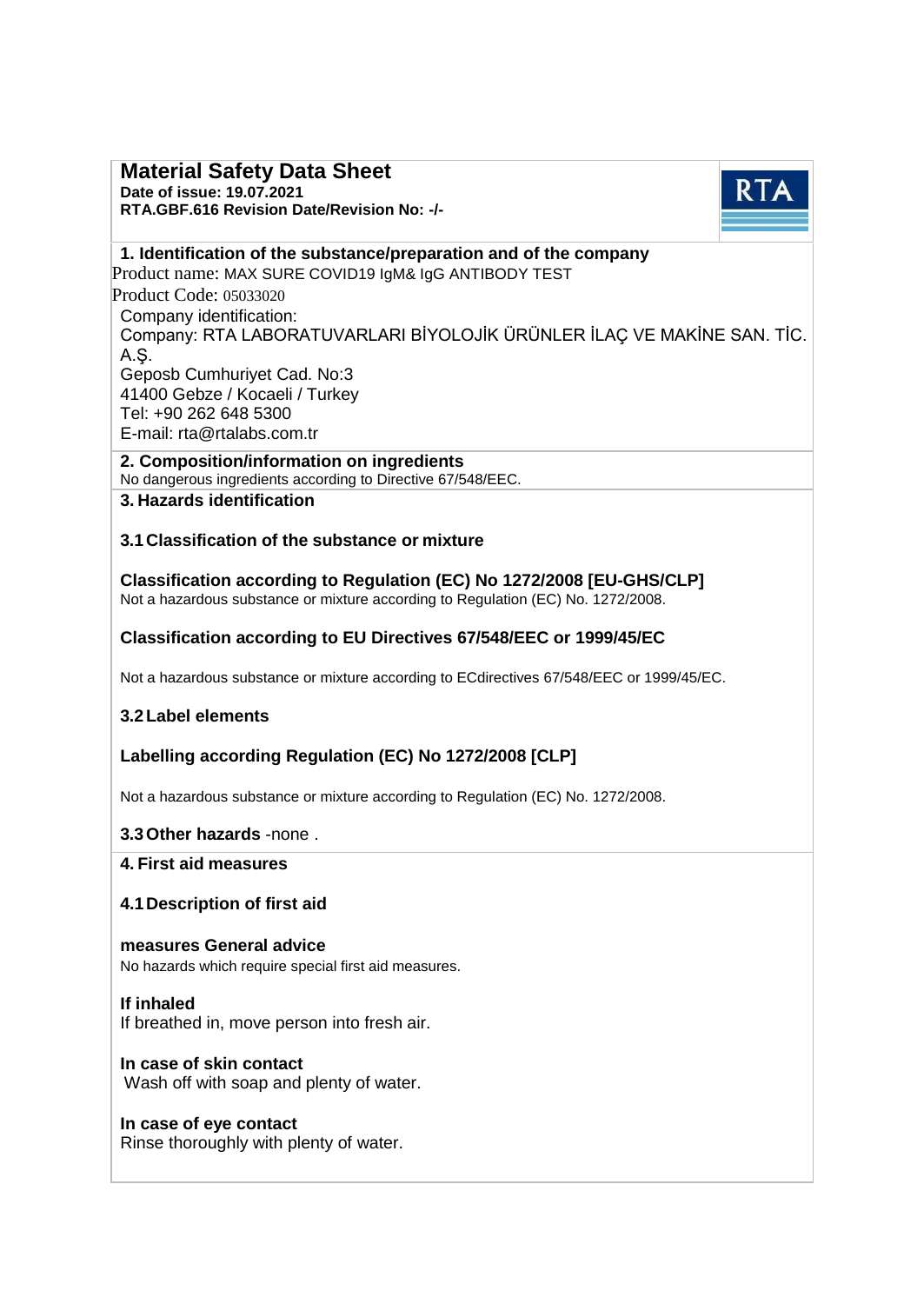# Material Safety Data Sheet

**Date of issue: 19.07.2021**
**RTA.GBF.616 Revision Date/Revision No: -/-**

RTA

## 1. Identification of the substance/preparation and of the company

Product name: MAX SURE COVID19 IgM& IgG ANTIBODY TEST

Product Code: 05033020

Company identification:

Company: RTA LABORATUVARLARI BİYOLOJİK ÜRÜNLER İLAÇ VE MAKİNE SAN. TİC. A.Ş.

Geposb Cumhuriyet Cad. No:3

41400 Gebze / Kocaeli / Turkey

Tel: +90 262 648 5300

E-mail: rta@rtalabs.com.tr

## 2. Composition/information on ingredients

No dangerous ingredients according to Directive 67/548/EEC.

## 3. Hazards identification

### 3.1 Classification of the substance or mixture

**Classification according to Regulation (EC) No 1272/2008 [EU-GHS/CLP]**

Not a hazardous substance or mixture according to Regulation (EC) No. 1272/2008.

**Classification according to EU Directives 67/548/EEC or 1999/45/EC**

Not a hazardous substance or mixture according to ECdirectives 67/548/EEC or 1999/45/EC.

### 3.2 Label elements

**Labelling according Regulation (EC) No 1272/2008 [CLP]**

Not a hazardous substance or mixture according to Regulation (EC) No. 1272/2008.

### 3.3 Other hazards -none .

## 4. First aid measures

### 4.1 Description of first aid

**measures General advice**

No hazards which require special first aid measures.

**If inhaled**

If breathed in, move person into fresh air.

**In case of skin contact**

Wash off with soap and plenty of water.

**In case of eye contact**

Rinse thoroughly with plenty of water.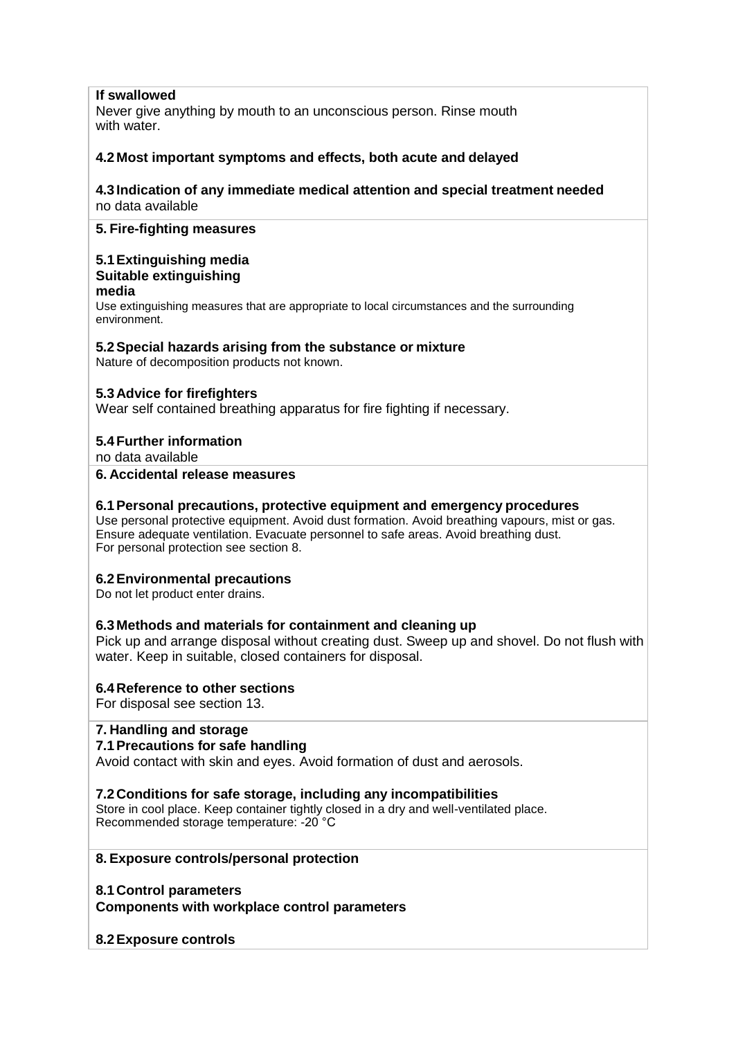**If swallowed**
Never give anything by mouth to an unconscious person. Rinse mouth with water.

**4.2 Most important symptoms and effects, both acute and delayed**

**4.3 Indication of any immediate medical attention and special treatment needed**
no data available

## 5. Fire-fighting measures

**5.1 Extinguishing media**
**Suitable extinguishing media**
Use extinguishing measures that are appropriate to local circumstances and the surrounding environment.

**5.2 Special hazards arising from the substance or mixture**
Nature of decomposition products not known.

**5.3 Advice for firefighters**
Wear self contained breathing apparatus for fire fighting if necessary.

**5.4 Further information**
no data available

## 6. Accidental release measures

**6.1 Personal precautions, protective equipment and emergency procedures**
Use personal protective equipment. Avoid dust formation. Avoid breathing vapours, mist or gas. Ensure adequate ventilation. Evacuate personnel to safe areas. Avoid breathing dust.
For personal protection see section 8.

**6.2 Environmental precautions**
Do not let product enter drains.

**6.3 Methods and materials for containment and cleaning up**
Pick up and arrange disposal without creating dust. Sweep up and shovel. Do not flush with water. Keep in suitable, closed containers for disposal.

**6.4 Reference to other sections**
For disposal see section 13.

## 7. Handling and storage

**7.1 Precautions for safe handling**
Avoid contact with skin and eyes. Avoid formation of dust and aerosols.

**7.2 Conditions for safe storage, including any incompatibilities**
Store in cool place. Keep container tightly closed in a dry and well-ventilated place.
Recommended storage temperature: -20 °C

## 8. Exposure controls/personal protection

**8.1 Control parameters**
**Components with workplace control parameters**

**8.2 Exposure controls**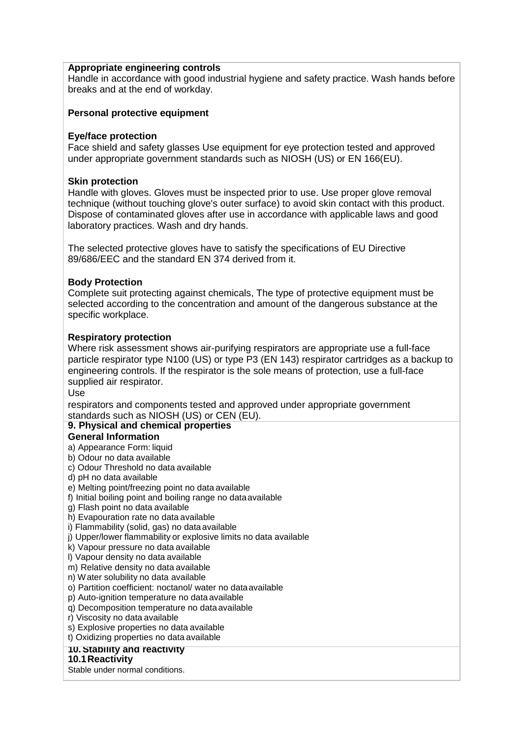**Appropriate engineering controls**

Handle in accordance with good industrial hygiene and safety practice. Wash hands before breaks and at the end of workday.

**Personal protective equipment**

**Eye/face protection**

Face shield and safety glasses Use equipment for eye protection tested and approved under appropriate government standards such as NIOSH (US) or EN 166(EU).

**Skin protection**

Handle with gloves. Gloves must be inspected prior to use. Use proper glove removal technique (without touching glove's outer surface) to avoid skin contact with this product. Dispose of contaminated gloves after use in accordance with applicable laws and good laboratory practices. Wash and dry hands.

The selected protective gloves have to satisfy the specifications of EU Directive 89/686/EEC and the standard EN 374 derived from it.

**Body Protection**

Complete suit protecting against chemicals, The type of protective equipment must be selected according to the concentration and amount of the dangerous substance at the specific workplace.

**Respiratory protection**

Where risk assessment shows air-purifying respirators are appropriate use a full-face particle respirator type N100 (US) or type P3 (EN 143) respirator cartridges as a backup to engineering controls. If the respirator is the sole means of protection, use a full-face supplied air respirator.

Use

respirators and components tested and approved under appropriate government standards such as NIOSH (US) or CEN (EU).

## 9. Physical and chemical properties

**General Information**

a) Appearance Form: liquid
b) Odour no data available
c) Odour Threshold no data available
d) pH no data available
e) Melting point/freezing point no data available
f) Initial boiling point and boiling range no data available
g) Flash point no data available
h) Evapouration rate no data available
i) Flammability (solid, gas) no data available
j) Upper/lower flammability or explosive limits no data available
k) Vapour pressure no data available
l) Vapour density no data available
m) Relative density no data available
n) Water solubility no data available
o) Partition coefficient: noctanol/ water no data available
p) Auto-ignition temperature no data available
q) Decomposition temperature no data available
r) Viscosity no data available
s) Explosive properties no data available
t) Oxidizing properties no data available

## 10. Stability and reactivity

**10.1 Reactivity**

Stable under normal conditions.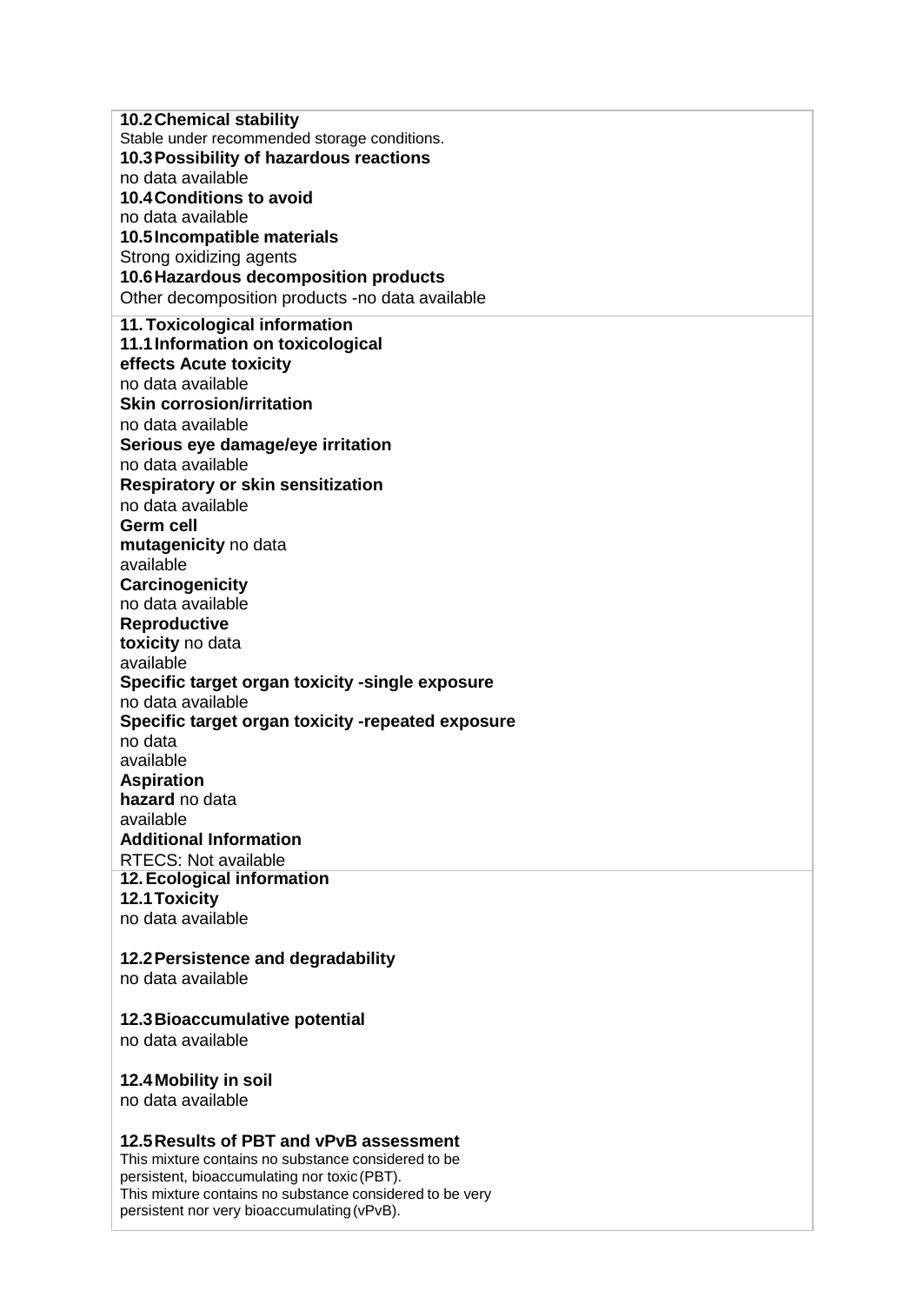**10.2 Chemical stability**

Stable under recommended storage conditions.

**10.3 Possibility of hazardous reactions**

no data available

**10.4 Conditions to avoid**

no data available

**10.5 Incompatible materials**

Strong oxidizing agents

**10.6 Hazardous decomposition products**

Other decomposition products -no data available

## 11. Toxicological information

**11.1 Information on toxicological effects Acute toxicity**

no data available

**Skin corrosion/irritation**

no data available

**Serious eye damage/eye irritation**

no data available

**Respiratory or skin sensitization**

no data available

**Germ cell mutagenicity** no data available

**Carcinogenicity**

no data available

**Reproductive toxicity** no data available

**Specific target organ toxicity -single exposure**

no data available

**Specific target organ toxicity -repeated exposure**

no data available

**Aspiration hazard** no data available

**Additional Information**

RTECS: Not available

## 12. Ecological information

**12.1 Toxicity**

no data available

**12.2 Persistence and degradability**

no data available

**12.3 Bioaccumulative potential**

no data available

**12.4 Mobility in soil**

no data available

**12.5 Results of PBT and vPvB assessment**

This mixture contains no substance considered to be persistent, bioaccumulating nor toxic (PBT).
This mixture contains no substance considered to be very persistent nor very bioaccumulating (vPvB).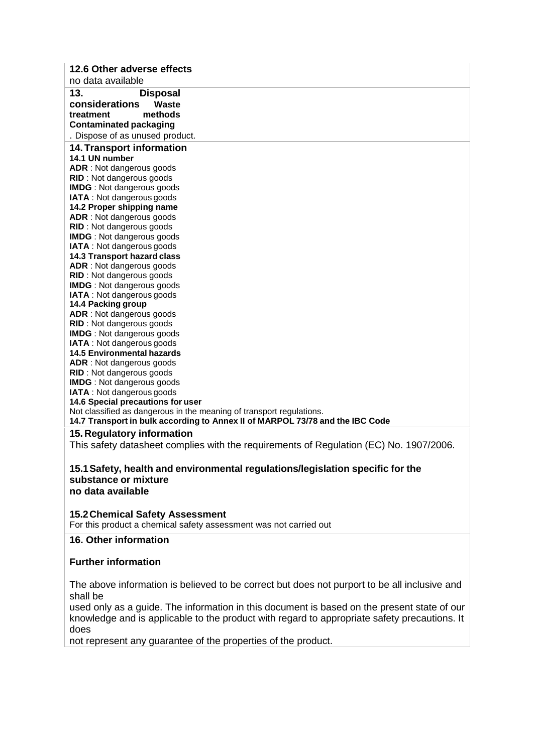### 12.6 Other adverse effects

no data available

### 13. Disposal considerations

**Waste treatment methods**

**Contaminated packaging**

. Dispose of as unused product.

### 14. Transport information

**14.1 UN number**

**ADR** : Not dangerous goods
**RID** : Not dangerous goods
**IMDG** : Not dangerous goods
**IATA** : Not dangerous goods

**14.2 Proper shipping name**

**ADR** : Not dangerous goods
**RID** : Not dangerous goods
**IMDG** : Not dangerous goods
**IATA** : Not dangerous goods

**14.3 Transport hazard class**

**ADR** : Not dangerous goods
**RID** : Not dangerous goods
**IMDG** : Not dangerous goods
**IATA** : Not dangerous goods

**14.4 Packing group**

**ADR** : Not dangerous goods
**RID** : Not dangerous goods
**IMDG** : Not dangerous goods
**IATA** : Not dangerous goods

**14.5 Environmental hazards**

**ADR** : Not dangerous goods
**RID** : Not dangerous goods
**IMDG** : Not dangerous goods
**IATA** : Not dangerous goods

**14.6 Special precautions for user**

Not classified as dangerous in the meaning of transport regulations.

**14.7 Transport in bulk according to Annex II of MARPOL 73/78 and the IBC Code**

### 15. Regulatory information

This safety datasheet complies with the requirements of Regulation (EC) No. 1907/2006.

**15.1 Safety, health and environmental regulations/legislation specific for the substance or mixture**
**no data available**

**15.2 Chemical Safety Assessment**

For this product a chemical safety assessment was not carried out

### 16. Other information

**Further information**

The above information is believed to be correct but does not purport to be all inclusive and shall be used only as a guide. The information in this document is based on the present state of our knowledge and is applicable to the product with regard to appropriate safety precautions. It does not represent any guarantee of the properties of the product.